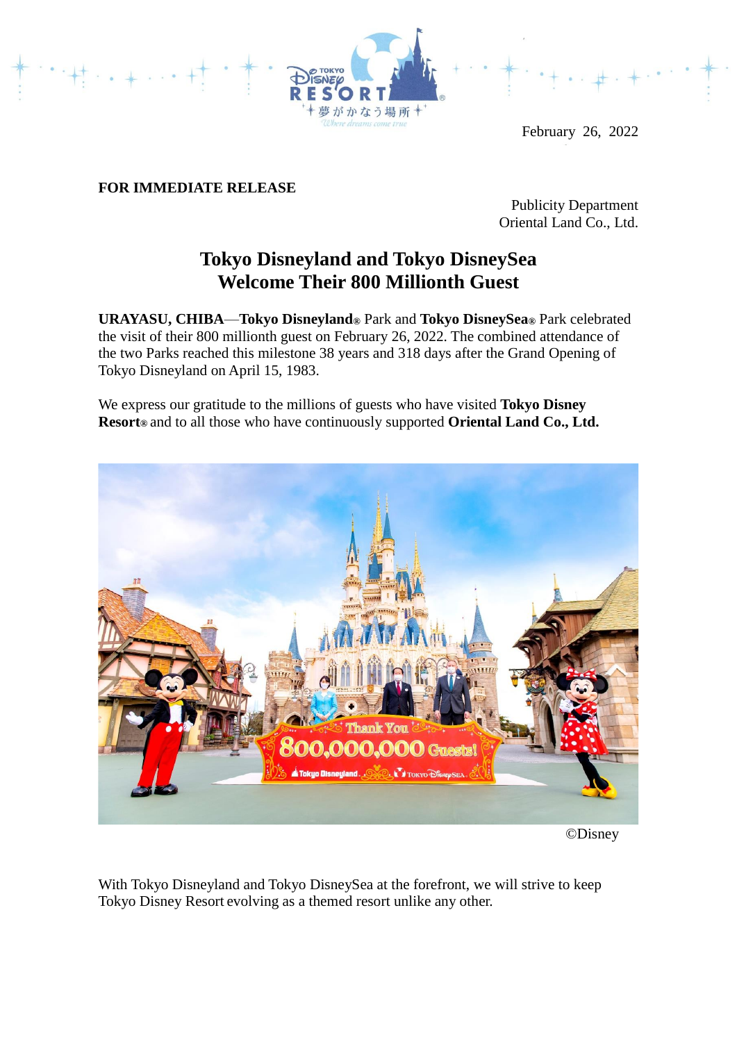February 26, 2022

**FOR IMMEDIATE RELEASE**

Publicity Department
Oriental Land Co., Ltd.

# Tokyo Disneyland and Tokyo DisneySea Welcome Their 800 Millionth Guest

**URAYASU, CHIBA**—**Tokyo Disneyland®** Park and **Tokyo DisneySea®** Park celebrated the visit of their 800 millionth guest on February 26, 2022. The combined attendance of the two Parks reached this milestone 38 years and 318 days after the Grand Opening of Tokyo Disneyland on April 15, 1983.

We express our gratitude to the millions of guests who have visited **Tokyo Disney Resort®** and to all those who have continuously supported **Oriental Land Co., Ltd.**

©Disney

With Tokyo Disneyland and Tokyo DisneySea at the forefront, we will strive to keep Tokyo Disney Resort evolving as a themed resort unlike any other.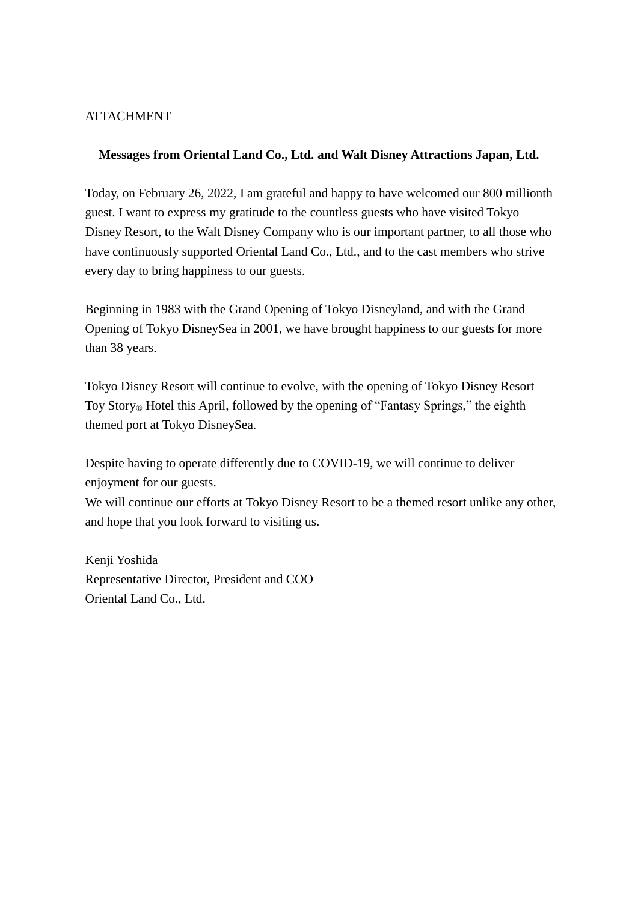ATTACHMENT

**Messages from Oriental Land Co., Ltd. and Walt Disney Attractions Japan, Ltd.**

Today, on February 26, 2022, I am grateful and happy to have welcomed our 800 millionth guest. I want to express my gratitude to the countless guests who have visited Tokyo Disney Resort, to the Walt Disney Company who is our important partner, to all those who have continuously supported Oriental Land Co., Ltd., and to the cast members who strive every day to bring happiness to our guests.

Beginning in 1983 with the Grand Opening of Tokyo Disneyland, and with the Grand Opening of Tokyo DisneySea in 2001, we have brought happiness to our guests for more than 38 years.

Tokyo Disney Resort will continue to evolve, with the opening of Tokyo Disney Resort Toy Story® Hotel this April, followed by the opening of "Fantasy Springs," the eighth themed port at Tokyo DisneySea.

Despite having to operate differently due to COVID-19, we will continue to deliver enjoyment for our guests.
We will continue our efforts at Tokyo Disney Resort to be a themed resort unlike any other, and hope that you look forward to visiting us.

Kenji Yoshida
Representative Director, President and COO
Oriental Land Co., Ltd.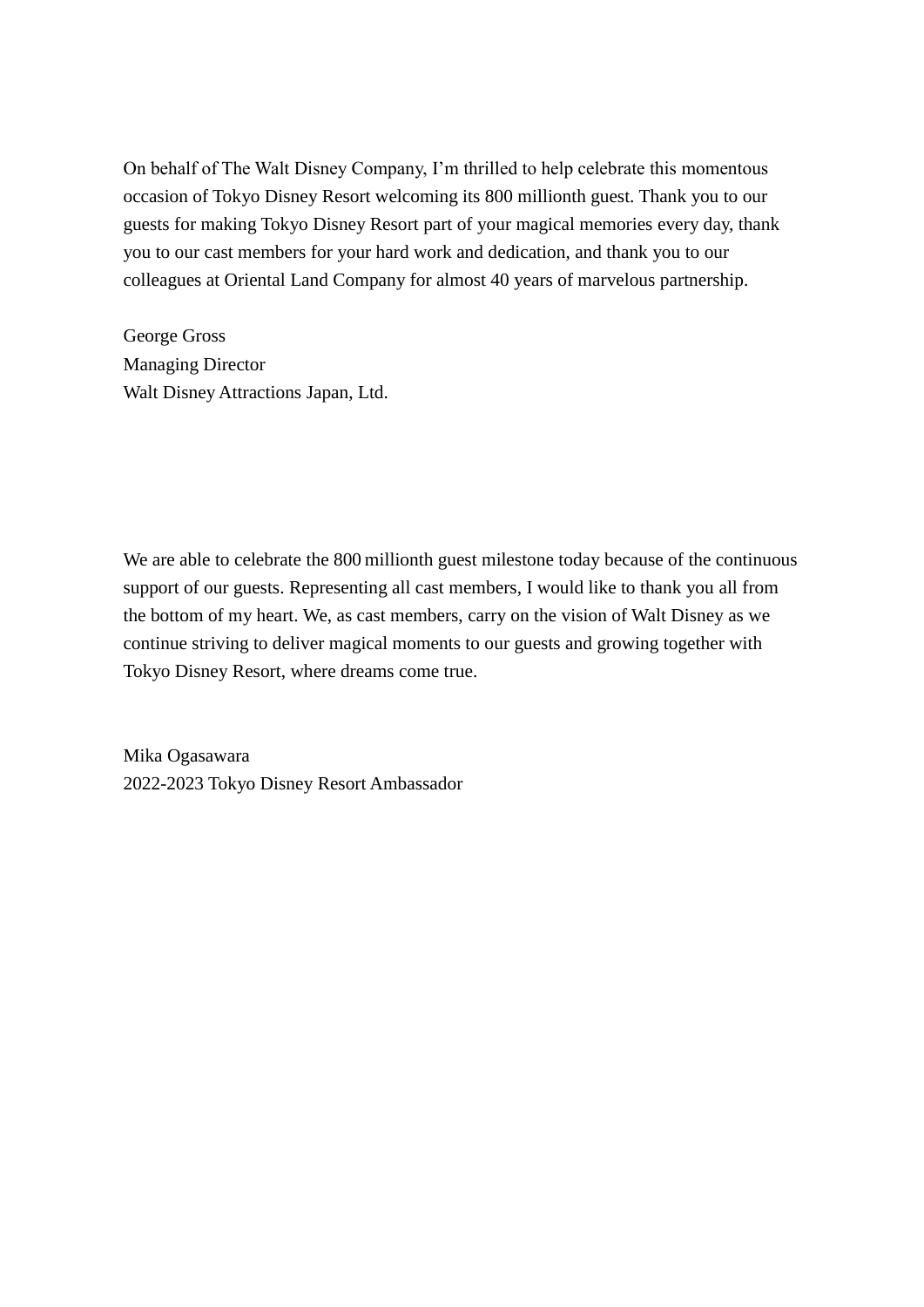On behalf of The Walt Disney Company, I’m thrilled to help celebrate this momentous occasion of Tokyo Disney Resort welcoming its 800 millionth guest. Thank you to our guests for making Tokyo Disney Resort part of your magical memories every day, thank you to our cast members for your hard work and dedication, and thank you to our colleagues at Oriental Land Company for almost 40 years of marvelous partnership.

George Gross
Managing Director
Walt Disney Attractions Japan, Ltd.

We are able to celebrate the 800 millionth guest milestone today because of the continuous support of our guests. Representing all cast members, I would like to thank you all from the bottom of my heart. We, as cast members, carry on the vision of Walt Disney as we continue striving to deliver magical moments to our guests and growing together with Tokyo Disney Resort, where dreams come true.

Mika Ogasawara
2022-2023 Tokyo Disney Resort Ambassador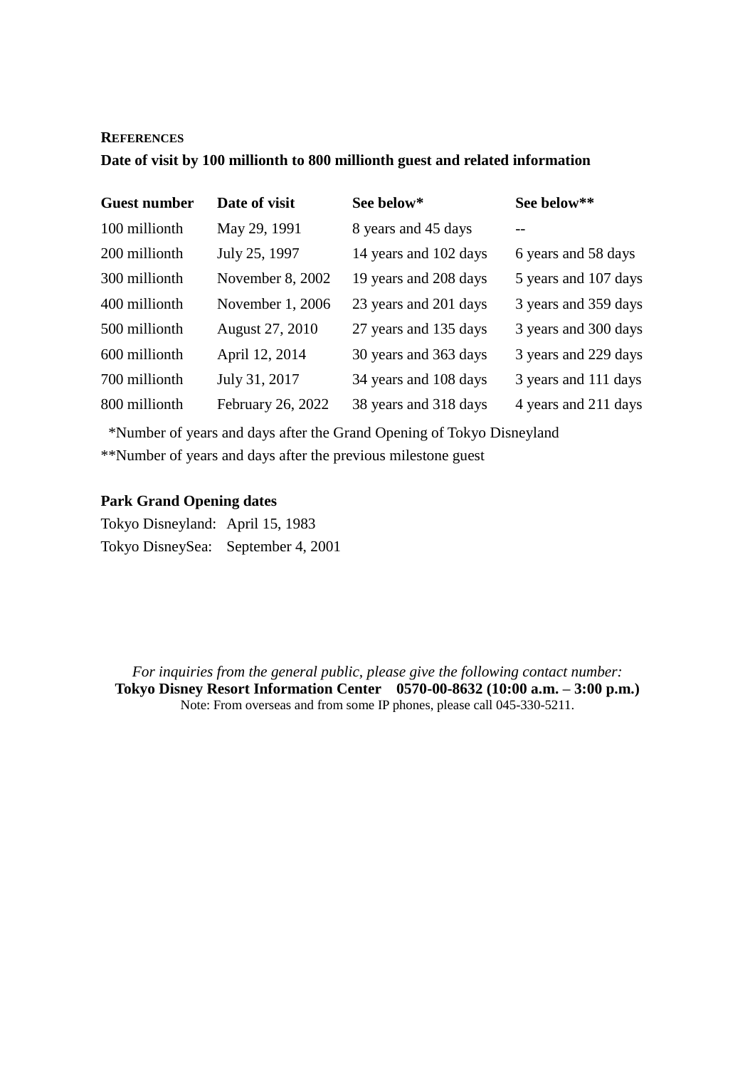## References

**Date of visit by 100 millionth to 800 millionth guest and related information**

| Guest number | Date of visit | See below* | See below** |
|---|---|---|---|
| 100 millionth | May 29, 1991 | 8 years and 45 days | -- |
| 200 millionth | July 25, 1997 | 14 years and 102 days | 6 years and 58 days |
| 300 millionth | November 8, 2002 | 19 years and 208 days | 5 years and 107 days |
| 400 millionth | November 1, 2006 | 23 years and 201 days | 3 years and 359 days |
| 500 millionth | August 27, 2010 | 27 years and 135 days | 3 years and 300 days |
| 600 millionth | April 12, 2014 | 30 years and 363 days | 3 years and 229 days |
| 700 millionth | July 31, 2017 | 34 years and 108 days | 3 years and 111 days |
| 800 millionth | February 26, 2022 | 38 years and 318 days | 4 years and 211 days |

*Number of years and days after the Grand Opening of Tokyo Disneyland

**Number of years and days after the previous milestone guest

**Park Grand Opening dates**

Tokyo Disneyland: April 15, 1983

Tokyo DisneySea: September 4, 2001

*For inquiries from the general public, please give the following contact number:*

**Tokyo Disney Resort Information Center 0570-00-8632 (10:00 a.m. – 3:00 p.m.)**

Note: From overseas and from some IP phones, please call 045-330-5211.